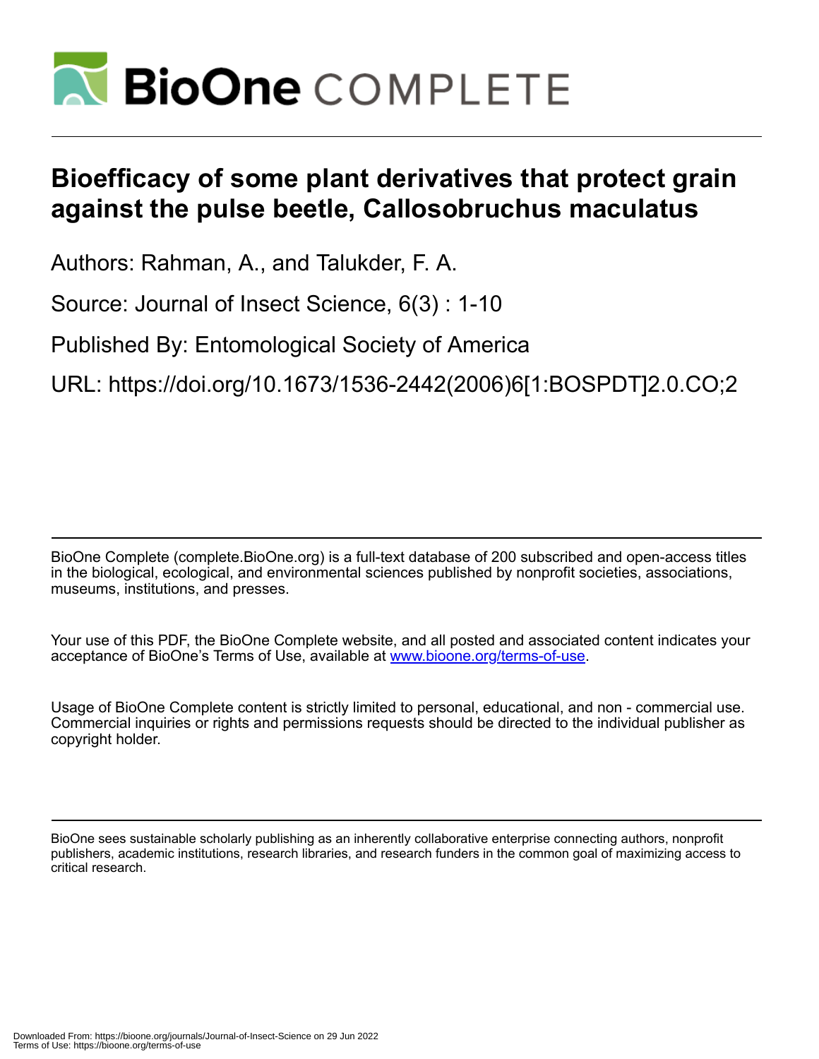# Bioefficacy of some plant derivatives that protect grain against the pulse beetle, Callosobruchus maculatus

Authors: Rahman, A., and Talukder, F. A.

Source: Journal of Insect Science, 6(3) : 1-10

Published By: Entomological Society of America

URL: https://doi.org/10.1673/1536-2442(2006)6[1:BOSPDT]2.0.CO;2

BioOne Complete (complete.BioOne.org) is a full-text database of 200 subscribed and open-access titles in the biological, ecological, and environmental sciences published by nonprofit societies, associations, museums, institutions, and presses.

Your use of this PDF, the BioOne Complete website, and all posted and associated content indicates your acceptance of BioOne's Terms of Use, available at www.bioone.org/terms-of-use.

Usage of BioOne Complete content is strictly limited to personal, educational, and non - commercial use. Commercial inquiries or rights and permissions requests should be directed to the individual publisher as copyright holder.

BioOne sees sustainable scholarly publishing as an inherently collaborative enterprise connecting authors, nonprofit publishers, academic institutions, research libraries, and research funders in the common goal of maximizing access to critical research.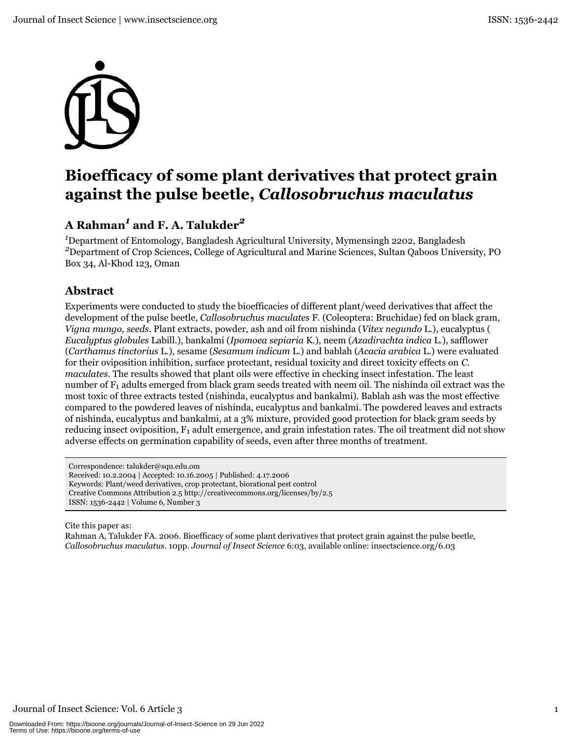# Bioefficacy of some plant derivatives that protect grain against the pulse beetle, *Callosobruchus maculatus*

## A Rahman[1] and F. A. Talukder[2]

[1]Department of Entomology, Bangladesh Agricultural University, Mymensingh 2202, Bangladesh
[2]Department of Crop Sciences, College of Agricultural and Marine Sciences, Sultan Qaboos University, PO Box 34, Al-Khod 123, Oman

## Abstract

Experiments were conducted to study the bioefficacies of different plant/weed derivatives that affect the development of the pulse beetle, *Callosobruchus maculates* F. (Coleoptera: Bruchidae) fed on black gram, *Vigna mungo, seeds*. Plant extracts, powder, ash and oil from nishinda (*Vitex negundo* L.), eucalyptus ( *Eucalyptus globules* Labill.), bankalmi (*Ipomoea sepiaria* K.), neem (*Azadirachta indica* L.), safflower (*Carthamus tinctorius* L.), sesame (*Sesamum indicum* L.) and bablah (*Acacia arabica* L.) were evaluated for their oviposition inhibition, surface protectant, residual toxicity and direct toxicity effects on *C. maculates*. The results showed that plant oils were effective in checking insect infestation. The least number of $F_1$ adults emerged from black gram seeds treated with neem oil. The nishinda oil extract was the most toxic of three extracts tested (nishinda, eucalyptus and bankalmi). Bablah ash was the most effective compared to the powdered leaves of nishinda, eucalyptus and bankalmi. The powdered leaves and extracts of nishinda, eucalyptus and bankalmi, at a 3% mixture, provided good protection for black gram seeds by reducing insect oviposition, $F_1$ adult emergence, and grain infestation rates. The oil treatment did not show adverse effects on germination capability of seeds, even after three months of treatment.

Correspondence: talukder@squ.edu.om
Received: 10.2.2004 | Accepted: 10.16.2005 | Published: 4.17.2006
Keywords: Plant/weed derivatives, crop protectant, biorational pest control
Creative Commons Attribution 2.5 http://creativecommons.org/licenses/by/2.5
ISSN: 1536-2442 | Volume 6, Number 3

Cite this paper as:
Rahman A, Talukder FA. 2006. Bioefficacy of some plant derivatives that protect grain against the pulse beetle, *Callosobruchus maculatus*. 10pp. *Journal of Insect Science* 6:03, available online: insectscience.org/6.03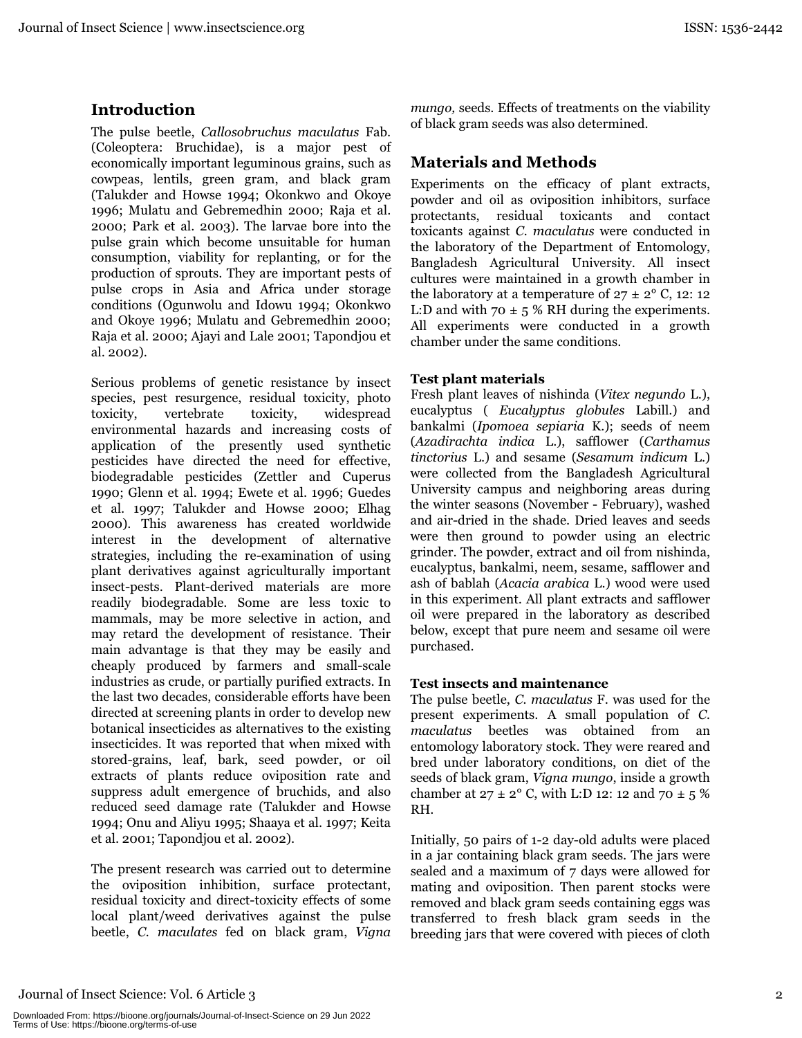## Introduction

The pulse beetle, *Callosobruchus maculatus* Fab. (Coleoptera: Bruchidae), is a major pest of economically important leguminous grains, such as cowpeas, lentils, green gram, and black gram (Talukder and Howse 1994; Okonkwo and Okoye 1996; Mulatu and Gebremedhin 2000; Raja et al. 2000; Park et al. 2003). The larvae bore into the pulse grain which become unsuitable for human consumption, viability for replanting, or for the production of sprouts. They are important pests of pulse crops in Asia and Africa under storage conditions (Ogunwolu and Idowu 1994; Okonkwo and Okoye 1996; Mulatu and Gebremedhin 2000; Raja et al. 2000; Ajayi and Lale 2001; Tapondjou et al. 2002).

Serious problems of genetic resistance by insect species, pest resurgence, residual toxicity, photo toxicity, vertebrate toxicity, widespread environmental hazards and increasing costs of application of the presently used synthetic pesticides have directed the need for effective, biodegradable pesticides (Zettler and Cuperus 1990; Glenn et al. 1994; Ewete et al. 1996; Guedes et al. 1997; Talukder and Howse 2000; Elhag 2000). This awareness has created worldwide interest in the development of alternative strategies, including the re-examination of using plant derivatives against agriculturally important insect-pests. Plant-derived materials are more readily biodegradable. Some are less toxic to mammals, may be more selective in action, and may retard the development of resistance. Their main advantage is that they may be easily and cheaply produced by farmers and small-scale industries as crude, or partially purified extracts. In the last two decades, considerable efforts have been directed at screening plants in order to develop new botanical insecticides as alternatives to the existing insecticides. It was reported that when mixed with stored-grains, leaf, bark, seed powder, or oil extracts of plants reduce oviposition rate and suppress adult emergence of bruchids, and also reduced seed damage rate (Talukder and Howse 1994; Onu and Aliyu 1995; Shaaya et al. 1997; Keita et al. 2001; Tapondjou et al. 2002).

The present research was carried out to determine the oviposition inhibition, surface protectant, residual toxicity and direct-toxicity effects of some local plant/weed derivatives against the pulse beetle, *C. maculates* fed on black gram, *Vigna mungo,* seeds. Effects of treatments on the viability of black gram seeds was also determined.

## Materials and Methods

Experiments on the efficacy of plant extracts, powder and oil as oviposition inhibitors, surface protectants, residual toxicants and contact toxicants against *C. maculatus* were conducted in the laboratory of the Department of Entomology, Bangladesh Agricultural University. All insect cultures were maintained in a growth chamber in the laboratory at a temperature of 27 ± 2° C, 12: 12 L:D and with 70 ± 5 % RH during the experiments. All experiments were conducted in a growth chamber under the same conditions.

### Test plant materials

Fresh plant leaves of nishinda (*Vitex negundo* L.), eucalyptus ( *Eucalyptus globules* Labill.) and bankalmi (*Ipomoea sepiaria* K.); seeds of neem (*Azadirachta indica* L.), safflower (*Carthamus tinctorius* L.) and sesame (*Sesamum indicum* L.) were collected from the Bangladesh Agricultural University campus and neighboring areas during the winter seasons (November - February), washed and air-dried in the shade. Dried leaves and seeds were then ground to powder using an electric grinder. The powder, extract and oil from nishinda, eucalyptus, bankalmi, neem, sesame, safflower and ash of bablah (*Acacia arabica* L.) wood were used in this experiment. All plant extracts and safflower oil were prepared in the laboratory as described below, except that pure neem and sesame oil were purchased.

### Test insects and maintenance

The pulse beetle, *C. maculatus* F. was used for the present experiments. A small population of *C. maculatus* beetles was obtained from an entomology laboratory stock. They were reared and bred under laboratory conditions, on diet of the seeds of black gram, *Vigna mungo*, inside a growth chamber at 27 ± 2° C, with L:D 12: 12 and 70 ± 5 % RH.

Initially, 50 pairs of 1-2 day-old adults were placed in a jar containing black gram seeds. The jars were sealed and a maximum of 7 days were allowed for mating and oviposition. Then parent stocks were removed and black gram seeds containing eggs was transferred to fresh black gram seeds in the breeding jars that were covered with pieces of cloth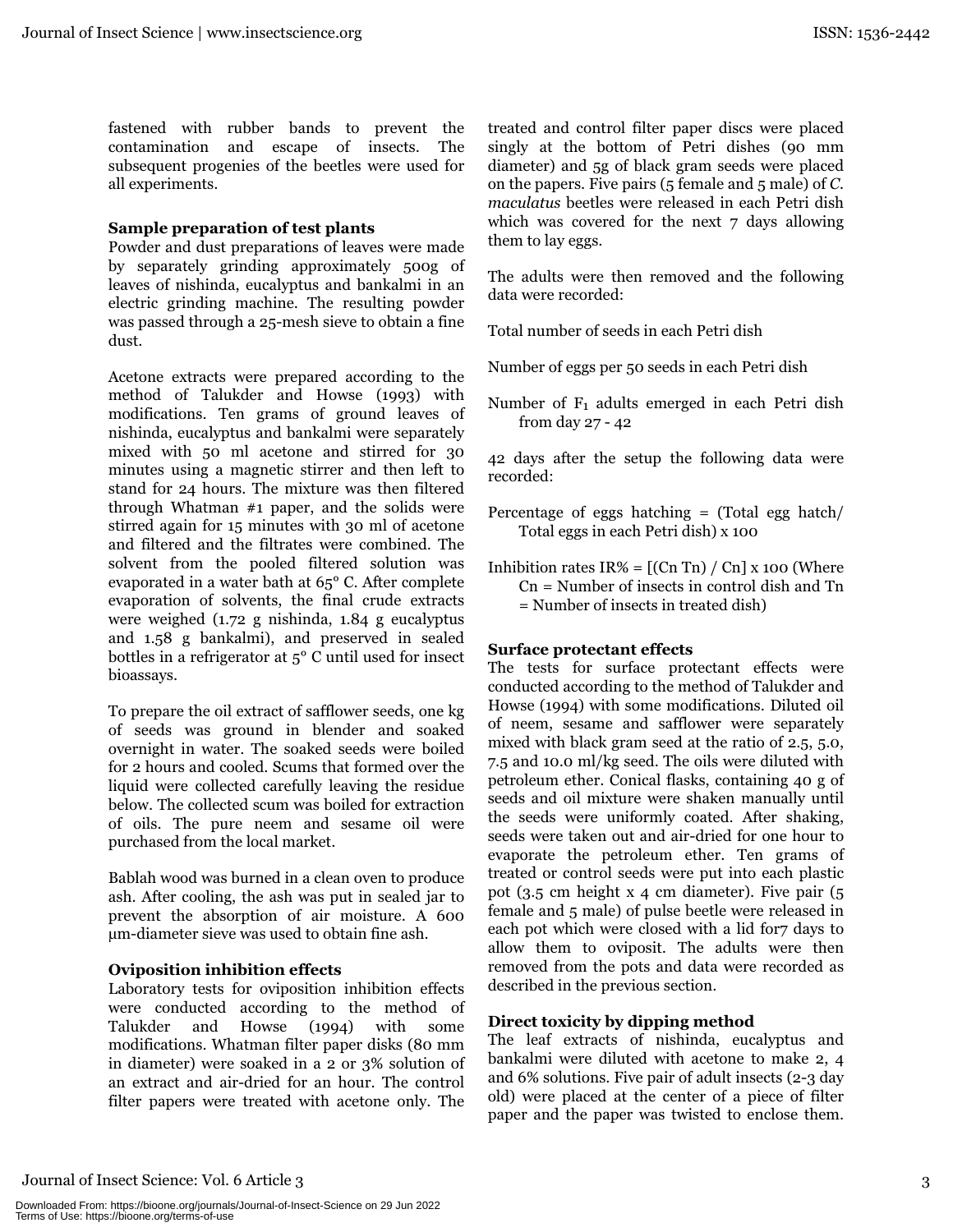fastened with rubber bands to prevent the contamination and escape of insects. The subsequent progenies of the beetles were used for all experiments.

**Sample preparation of test plants**

Powder and dust preparations of leaves were made by separately grinding approximately 500g of leaves of nishinda, eucalyptus and bankalmi in an electric grinding machine. The resulting powder was passed through a 25-mesh sieve to obtain a fine dust.

Acetone extracts were prepared according to the method of Talukder and Howse (1993) with modifications. Ten grams of ground leaves of nishinda, eucalyptus and bankalmi were separately mixed with 50 ml acetone and stirred for 30 minutes using a magnetic stirrer and then left to stand for 24 hours. The mixture was then filtered through Whatman #1 paper, and the solids were stirred again for 15 minutes with 30 ml of acetone and filtered and the filtrates were combined. The solvent from the pooled filtered solution was evaporated in a water bath at 65° C. After complete evaporation of solvents, the final crude extracts were weighed (1.72 g nishinda, 1.84 g eucalyptus and 1.58 g bankalmi), and preserved in sealed bottles in a refrigerator at 5° C until used for insect bioassays.

To prepare the oil extract of safflower seeds, one kg of seeds was ground in blender and soaked overnight in water. The soaked seeds were boiled for 2 hours and cooled. Scums that formed over the liquid were collected carefully leaving the residue below. The collected scum was boiled for extraction of oils. The pure neem and sesame oil were purchased from the local market.

Bablah wood was burned in a clean oven to produce ash. After cooling, the ash was put in sealed jar to prevent the absorption of air moisture. A 600 µm-diameter sieve was used to obtain fine ash.

**Oviposition inhibition effects**

Laboratory tests for oviposition inhibition effects were conducted according to the method of Talukder and Howse (1994) with some modifications. Whatman filter paper disks (80 mm in diameter) were soaked in a 2 or 3% solution of an extract and air-dried for an hour. The control filter papers were treated with acetone only. The treated and control filter paper discs were placed singly at the bottom of Petri dishes (90 mm diameter) and 5g of black gram seeds were placed on the papers. Five pairs (5 female and 5 male) of *C. maculatus* beetles were released in each Petri dish which was covered for the next 7 days allowing them to lay eggs.

The adults were then removed and the following data were recorded:

Total number of seeds in each Petri dish

Number of eggs per 50 seeds in each Petri dish

Number of $F_1$ adults emerged in each Petri dish from day 27 - 42

42 days after the setup the following data were recorded:

Percentage of eggs hatching = (Total egg hatch/ Total eggs in each Petri dish) x 100

Inhibition rates IR% = [(Cn Tn) / Cn] x 100 (Where Cn = Number of insects in control dish and Tn = Number of insects in treated dish)

**Surface protectant effects**

The tests for surface protectant effects were conducted according to the method of Talukder and Howse (1994) with some modifications. Diluted oil of neem, sesame and safflower were separately mixed with black gram seed at the ratio of 2.5, 5.0, 7.5 and 10.0 ml/kg seed. The oils were diluted with petroleum ether. Conical flasks, containing 40 g of seeds and oil mixture were shaken manually until the seeds were uniformly coated. After shaking, seeds were taken out and air-dried for one hour to evaporate the petroleum ether. Ten grams of treated or control seeds were put into each plastic pot (3.5 cm height x 4 cm diameter). Five pair (5 female and 5 male) of pulse beetle were released in each pot which were closed with a lid for7 days to allow them to oviposit. The adults were then removed from the pots and data were recorded as described in the previous section.

**Direct toxicity by dipping method**

The leaf extracts of nishinda, eucalyptus and bankalmi were diluted with acetone to make 2, 4 and 6% solutions. Five pair of adult insects (2-3 day old) were placed at the center of a piece of filter paper and the paper was twisted to enclose them.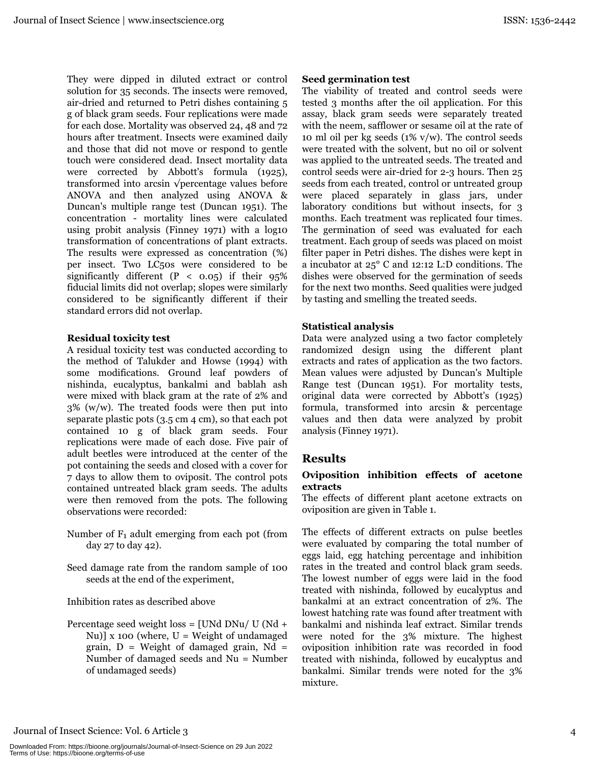They were dipped in diluted extract or control solution for 35 seconds. The insects were removed, air-dried and returned to Petri dishes containing 5 g of black gram seeds. Four replications were made for each dose. Mortality was observed 24, 48 and 72 hours after treatment. Insects were examined daily and those that did not move or respond to gentle touch were considered dead. Insect mortality data were corrected by Abbott's formula (1925), transformed into arcsin √percentage values before ANOVA and then analyzed using ANOVA & Duncan's multiple range test (Duncan 1951). The concentration - mortality lines were calculated using probit analysis (Finney 1971) with a log10 transformation of concentrations of plant extracts. The results were expressed as concentration (%) per insect. Two $LC_{50}$s were considered to be significantly different ($P < 0.05$) if their 95% fiducial limits did not overlap; slopes were similarly considered to be significantly different if their standard errors did not overlap.

**Residual toxicity test**

A residual toxicity test was conducted according to the method of Talukder and Howse (1994) with some modifications. Ground leaf powders of nishinda, eucalyptus, bankalmi and bablah ash were mixed with black gram at the rate of 2% and 3% (w/w). The treated foods were then put into separate plastic pots (3.5 cm 4 cm), so that each pot contained 10 g of black gram seeds. Four replications were made of each dose. Five pair of adult beetles were introduced at the center of the pot containing the seeds and closed with a cover for 7 days to allow them to oviposit. The control pots contained untreated black gram seeds. The adults were then removed from the pots. The following observations were recorded:

Number of $F_1$ adult emerging from each pot (from day 27 to day 42).

Seed damage rate from the random sample of 100 seeds at the end of the experiment,

Inhibition rates as described above

Percentage seed weight loss = [UNd DNu/ U (Nd + Nu)] x 100 (where, U = Weight of undamaged grain, D = Weight of damaged grain, Nd = Number of damaged seeds and Nu = Number of undamaged seeds)

**Seed germination test**

The viability of treated and control seeds were tested 3 months after the oil application. For this assay, black gram seeds were separately treated with the neem, safflower or sesame oil at the rate of 10 ml oil per kg seeds (1% v/w). The control seeds were treated with the solvent, but no oil or solvent was applied to the untreated seeds. The treated and control seeds were air-dried for 2-3 hours. Then 25 seeds from each treated, control or untreated group were placed separately in glass jars, under laboratory conditions but without insects, for 3 months. Each treatment was replicated four times. The germination of seed was evaluated for each treatment. Each group of seeds was placed on moist filter paper in Petri dishes. The dishes were kept in a incubator at 25° C and 12:12 L:D conditions. The dishes were observed for the germination of seeds for the next two months. Seed qualities were judged by tasting and smelling the treated seeds.

**Statistical analysis**

Data were analyzed using a two factor completely randomized design using the different plant extracts and rates of application as the two factors. Mean values were adjusted by Duncan's Multiple Range test (Duncan 1951). For mortality tests, original data were corrected by Abbott's (1925) formula, transformed into arcsin & percentage values and then data were analyzed by probit analysis (Finney 1971).

## Results

### Oviposition inhibition effects of acetone extracts

The effects of different plant acetone extracts on oviposition are given in Table 1.

The effects of different extracts on pulse beetles were evaluated by comparing the total number of eggs laid, egg hatching percentage and inhibition rates in the treated and control black gram seeds. The lowest number of eggs were laid in the food treated with nishinda, followed by eucalyptus and bankalmi at an extract concentration of 2%. The lowest hatching rate was found after treatment with bankalmi and nishinda leaf extract. Similar trends were noted for the 3% mixture. The highest oviposition inhibition rate was recorded in food treated with nishinda, followed by eucalyptus and bankalmi. Similar trends were noted for the 3% mixture.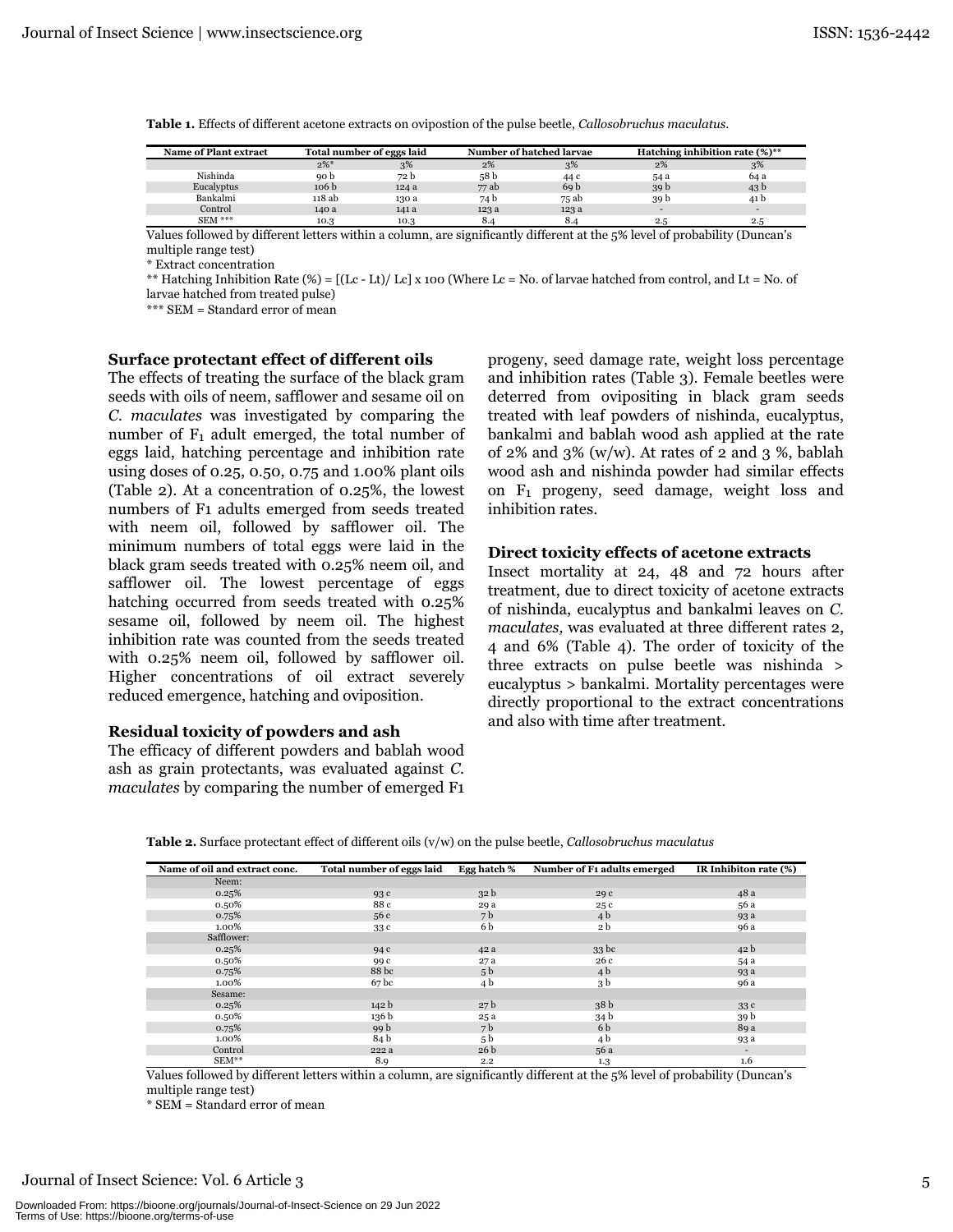**Table 1.** Effects of different acetone extracts on ovipostion of the pulse beetle, *Callosobruchus maculatus*.

| Name of Plant extract | Total number of eggs laid | | Number of hatched larvae | | Hatching inhibition rate (%)** | |
|---|---|---|---|---|---|---|
| | 2%* | 3% | 2% | 3% | 2% | 3% |
| Nishinda | 90 b | 72 b | 58 b | 44 c | 54 a | 64 a |
| Eucalyptus | 106 b | 124 a | 77 ab | 69 b | 39 b | 43 b |
| Bankalmi | 118 ab | 130 a | 74 b | 75 ab | 39 b | 41 b |
| Control | 140 a | 141 a | 123 a | 123 a | - | - |
| SEM *** | 10.3 | 10.3 | 8.4 | 8.4 | 2.5 | 2.5 |

Values followed by different letters within a column, are significantly different at the 5% level of probability (Duncan's multiple range test)

\* Extract concentration

** Hatching Inhibition Rate (%) = [(Lc - Lt)/ Lc] x 100 (Where Lc = No. of larvae hatched from control, and Lt = No. of larvae hatched from treated pulse)

*** SEM = Standard error of mean

### Surface protectant effect of different oils

The effects of treating the surface of the black gram seeds with oils of neem, safflower and sesame oil on *C. maculates* was investigated by comparing the number of $F_1$ adult emerged, the total number of eggs laid, hatching percentage and inhibition rate using doses of 0.25, 0.50, 0.75 and 1.00% plant oils (Table 2). At a concentration of 0.25%, the lowest numbers of F1 adults emerged from seeds treated with neem oil, followed by safflower oil. The minimum numbers of total eggs were laid in the black gram seeds treated with 0.25% neem oil, and safflower oil. The lowest percentage of eggs hatching occurred from seeds treated with 0.25% sesame oil, followed by neem oil. The highest inhibition rate was counted from the seeds treated with 0.25% neem oil, followed by safflower oil. Higher concentrations of oil extract severely reduced emergence, hatching and oviposition.

### Residual toxicity of powders and ash

The efficacy of different powders and bablah wood ash as grain protectants, was evaluated against *C. maculates* by comparing the number of emerged F1 progeny, seed damage rate, weight loss percentage and inhibition rates (Table 3). Female beetles were deterred from ovipositing in black gram seeds treated with leaf powders of nishinda, eucalyptus, bankalmi and bablah wood ash applied at the rate of 2% and 3% (w/w). At rates of 2 and 3 %, bablah wood ash and nishinda powder had similar effects on $F_1$ progeny, seed damage, weight loss and inhibition rates.

### Direct toxicity effects of acetone extracts

Insect mortality at 24, 48 and 72 hours after treatment, due to direct toxicity of acetone extracts of nishinda, eucalyptus and bankalmi leaves on *C. maculates,* was evaluated at three different rates 2, 4 and 6% (Table 4). The order of toxicity of the three extracts on pulse beetle was nishinda > eucalyptus > bankalmi. Mortality percentages were directly proportional to the extract concentrations and also with time after treatment.

**Table 2.** Surface protectant effect of different oils (v/w) on the pulse beetle, *Callosobruchus maculatus*

| Name of oil and extract conc. | Total number of eggs laid | Egg hatch % | Number of F1 adults emerged | IR Inhibiton rate (%) |
|---|---|---|---|---|
| Neem: | | | | |
| 0.25% | 93 c | 32 b | 29 c | 48 a |
| 0.50% | 88 c | 29 a | 25 c | 56 a |
| 0.75% | 56 c | 7 b | 4 b | 93 a |
| 1.00% | 33 c | 6 b | 2 b | 96 a |
| Safflower: | | | | |
| 0.25% | 94 c | 42 a | 33 bc | 42 b |
| 0.50% | 99 c | 27 a | 26 c | 54 a |
| 0.75% | 88 bc | 5 b | 4 b | 93 a |
| 1.00% | 67 bc | 4 b | 3 b | 96 a |
| Sesame: | | | | |
| 0.25% | 142 b | 27 b | 38 b | 33 c |
| 0.50% | 136 b | 25 a | 34 b | 39 b |
| 0.75% | 99 b | 7 b | 6 b | 89 a |
| 1.00% | 84 b | 5 b | 4 b | 93 a |
| Control | 222 a | 26 b | 56 a | - |
| SEM** | 8.9 | 2.2 | 1.3 | 1.6 |

Values followed by different letters within a column, are significantly different at the 5% level of probability (Duncan's multiple range test)

\* SEM = Standard error of mean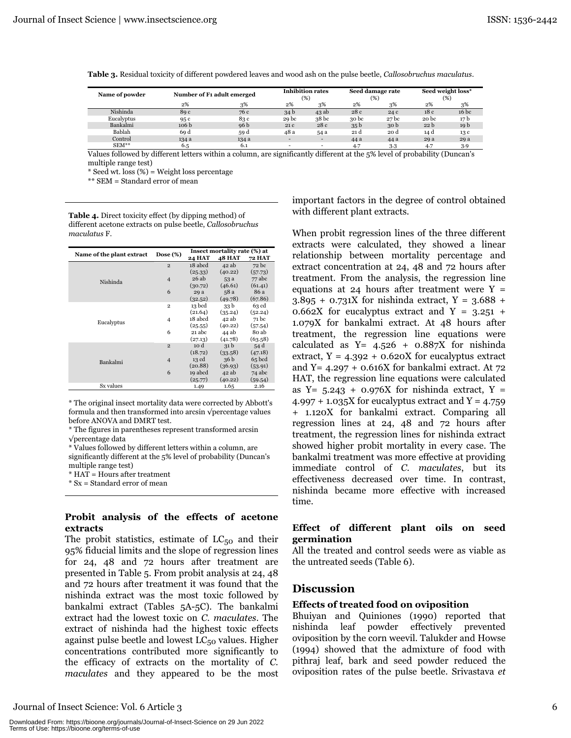**Table 3.** Residual toxicity of different powdered leaves and wood ash on the pulse beetle, *Callosobruchus maculatus*.

| Name of powder | Number of F1 adult emerged | | Inhibition rates (%) | | Seed damage rate (%) | | Seed weight loss* (%) | |
|---|---|---|---|---|---|---|---|---|
| | 2% | 3% | 2% | 3% | 2% | 3% | 2% | 3% |
| Nishinda | 89 c | 76 c | 34 b | 43 ab | 28 c | 24 c | 18 c | 16 bc |
| Eucalyptus | 95 c | 83 c | 29 bc | 38 bc | 30 bc | 27 bc | 20 bc | 17 b |
| Bankalmi | 106 b | 96 b | 21 c | 28 c | 35 b | 30 b | 22 b | 19 b |
| Bablah | 69 d | 59 d | 48 a | 54 a | 21 d | 20 d | 14 d | 13 c |
| Control | 134 a | 134 a | - | - | 44 a | 44 a | 29 a | 29 a |
| SEM** | 6.5 | 6.1 | - | - | 4.7 | 3.3 | 4.7 | 3.9 |

Values followed by different letters within a column, are significantly different at the 5% level of probability (Duncan's multiple range test)

\* Seed wt. loss (%) = Weight loss percentage

\** SEM = Standard error of mean

**Table 4.** Direct toxicity effect (by dipping method) of different acetone extracts on pulse beetle, *Callosobruchus maculatus* F.

| Name of the plant extract | Dose (%) | Insect mortality rate (%) at 24 HAT | 48 HAT | 72 HAT |
|---|---|---|---|---|
| Nishinda | 2 | 18 abcd (25.33) | 42 ab (40.22) | 72 bc (57.73) |
| | 4 | 26 ab (30.72) | 53 a (46.61) | 77 abc (61.41) |
| | 6 | 29 a (32.52) | 58 a (49.78) | 86 a (67.86) |
| Eucalyptus | 2 | 13 bcd (21.64) | 33 b (35.24) | 63 cd (52.24) |
| | 4 | 18 abcd (25.55) | 42 ab (40.22) | 71 bc (57.54) |
| | 6 | 21 abc (27.13) | 44 ab (41.78) | 80 ab (63.58) |
| Bankalmi | 2 | 10 d (18.72) | 31 b (33.58) | 54 d (47.18) |
| | 4 | 13 cd (20.88) | 36 b (36.93) | 65 bcd (53.91) |
| | 6 | 19 abcd (25.77) | 42 ab (40.22) | 74 abc (59.54) |
| Sx values | | 1.49 | 1.65 | 2.16 |

\* The original insect mortality data were corrected by Abbott's formula and then transformed into arcsin √percentage values before ANOVA and DMRT test.

\* The figures in parentheses represent transformed arcsin √percentage data

\* Values followed by different letters within a column, are significantly different at the 5% level of probability (Duncan's multiple range test)

\* HAT = Hours after treatment

\* Sx = Standard error of mean

#### Probit analysis of the effects of acetone extracts

The probit statistics, estimate of $LC_{50}$ and their 95% fiducial limits and the slope of regression lines for 24, 48 and 72 hours after treatment are presented in Table 5. From probit analysis at 24, 48 and 72 hours after treatment it was found that the nishinda extract was the most toxic followed by bankalmi extract (Tables 5A-5C). The bankalmi extract had the lowest toxic on *C. maculates*. The extract of nishinda had the highest toxic effects against pulse beetle and lowest $LC_{50}$ values. Higher concentrations contributed more significantly to the efficacy of extracts on the mortality of *C. maculates* and they appeared to be the most important factors in the degree of control obtained with different plant extracts.

When probit regression lines of the three different extracts were calculated, they showed a linear relationship between mortality percentage and extract concentration at 24, 48 and 72 hours after treatment. From the analysis, the regression line equations at 24 hours after treatment were $Y = 3.895 + 0.731X$ for nishinda extract, $Y = 3.688 + 0.662X$ for eucalyptus extract and $Y = 3.251 + 1.079X$ for bankalmi extract. At 48 hours after treatment, the regression line equations were calculated as $Y = 4.526 + 0.887X$ for nishinda extract, $Y = 4.392 + 0.620X$ for eucalyptus extract and $Y = 4.297 + 0.616X$ for bankalmi extract. At 72 HAT, the regression line equations were calculated as $Y = 5.243 + 0.976X$ for nishinda extract, $Y = 4.997 + 1.035X$ for eucalyptus extract and $Y = 4.759 + 1.120X$ for bankalmi extract. Comparing all regression lines at 24, 48 and 72 hours after treatment, the regression lines for nishinda extract showed higher probit mortality in every case. The bankalmi treatment was more effective at providing immediate control of *C. maculates*, but its effectiveness decreased over time. In contrast, nishinda became more effective with increased time.

#### Effect of different plant oils on seed germination

All the treated and control seeds were as viable as the untreated seeds (Table 6).

## Discussion

#### Effects of treated food on oviposition

Bhuiyan and Quiniones (1990) reported that nishinda leaf powder effectively prevented oviposition by the corn weevil. Talukder and Howse (1994) showed that the admixture of food with pithraj leaf, bark and seed powder reduced the oviposition rates of the pulse beetle. Srivastava *et*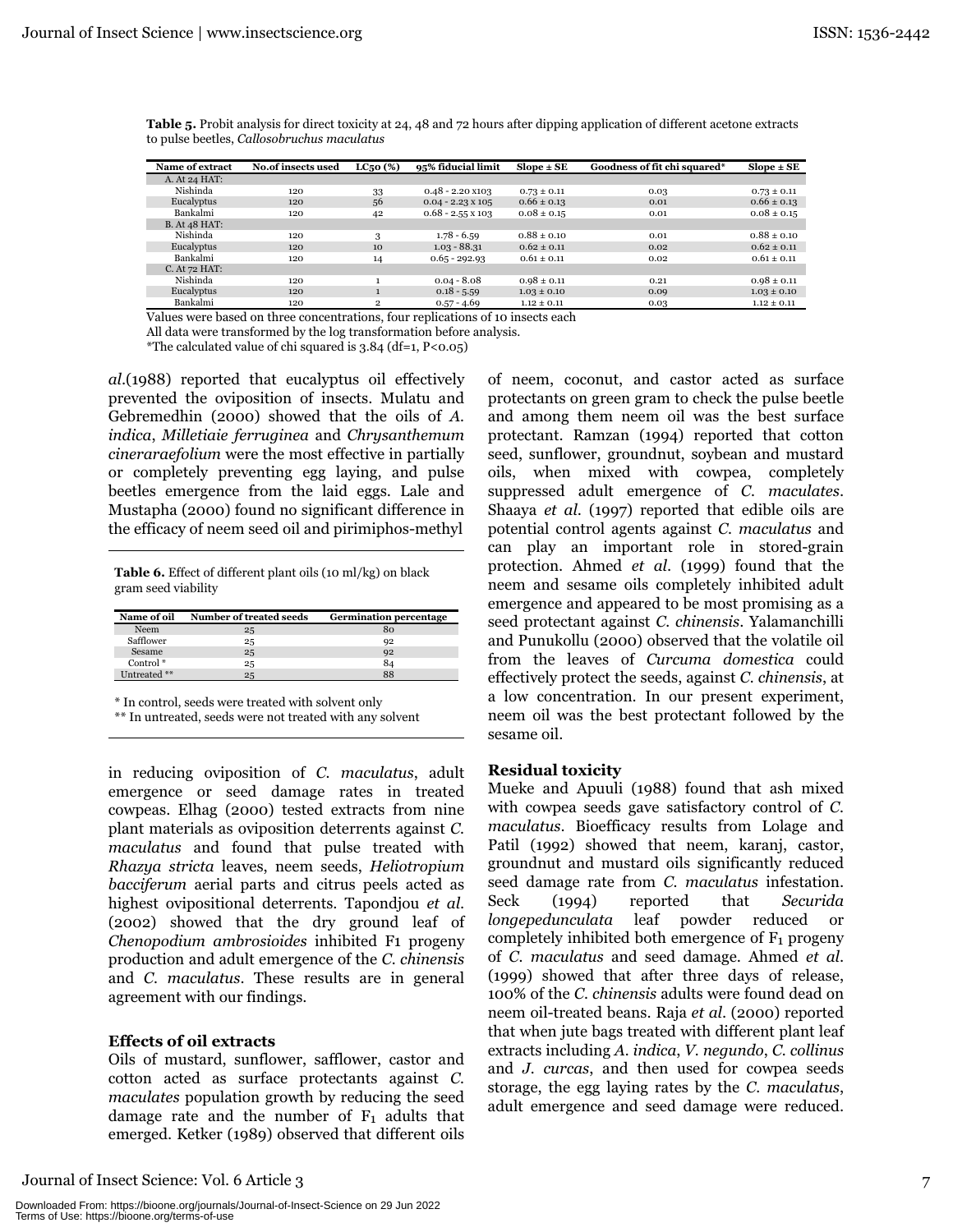**Table 5.** Probit analysis for direct toxicity at 24, 48 and 72 hours after dipping application of different acetone extracts to pulse beetles, *Callosobruchus maculatus*

| Name of extract | No.of insects used | LC50 (%) | 95% fiducial limit | Slope ± SE | Goodness of fit chi squared* | Slope ± SE |
|---|---|---|---|---|---|---|
| A. At 24 HAT: | | | | | | |
| Nishinda | 120 | 33 | 0.48 - 2.20 x103 | 0.73 ± 0.11 | 0.03 | 0.73 ± 0.11 |
| Eucalyptus | 120 | 56 | 0.04 - 2.23 x 105 | 0.66 ± 0.13 | 0.01 | 0.66 ± 0.13 |
| Bankalmi | 120 | 42 | 0.68 - 2.55 x 103 | 0.08 ± 0.15 | 0.01 | 0.08 ± 0.15 |
| B. At 48 HAT: | | | | | | |
| Nishinda | 120 | 3 | 1.78 - 6.59 | 0.88 ± 0.10 | 0.01 | 0.88 ± 0.10 |
| Eucalyptus | 120 | 10 | 1.03 - 88.31 | 0.62 ± 0.11 | 0.02 | 0.62 ± 0.11 |
| Bankalmi | 120 | 14 | 0.65 - 292.93 | 0.61 ± 0.11 | 0.02 | 0.61 ± 0.11 |
| C. At 72 HAT: | | | | | | |
| Nishinda | 120 | 1 | 0.04 - 8.08 | 0.98 ± 0.11 | 0.21 | 0.98 ± 0.11 |
| Eucalyptus | 120 | 1 | 0.18 - 5.59 | 1.03 ± 0.10 | 0.09 | 1.03 ± 0.10 |
| Bankalmi | 120 | 2 | 0.57 - 4.69 | 1.12 ± 0.11 | 0.03 | 1.12 ± 0.11 |

Values were based on three concentrations, four replications of 10 insects each

All data were transformed by the log transformation before analysis.

*The calculated value of chi squared is 3.84 (df=1, P<0.05)

*al.*(1988) reported that eucalyptus oil effectively prevented the oviposition of insects. Mulatu and Gebremedhin (2000) showed that the oils of *A. indica*, *Milletiaie ferruginea* and *Chrysanthemum cineraraefolium* were the most effective in partially or completely preventing egg laying, and pulse beetles emergence from the laid eggs. Lale and Mustapha (2000) found no significant difference in the efficacy of neem seed oil and pirimiphos-methyl in reducing oviposition of *C. maculatus*, adult emergence or seed damage rates in treated cowpeas. Elhag (2000) tested extracts from nine plant materials as oviposition deterrents against *C. maculatus* and found that pulse treated with *Rhazya stricta* leaves, neem seeds, *Heliotropium bacciferum* aerial parts and citrus peels acted as highest ovipositional deterrents. Tapondjou *et al.* (2002) showed that the dry ground leaf of *Chenopodium ambrosioides* inhibited F1 progeny production and adult emergence of the *C. chinensis* and *C. maculatus*. These results are in general agreement with our findings.

**Table 6.** Effect of different plant oils (10 ml/kg) on black gram seed viability

| Name of oil | Number of treated seeds | Germination percentage |
|---|---|---|
| Neem | 25 | 80 |
| Safflower | 25 | 92 |
| Sesame | 25 | 92 |
| Control * | 25 | 84 |
| Untreated ** | 25 | 88 |

\* In control, seeds were treated with solvent only

** In untreated, seeds were not treated with any solvent

### Effects of oil extracts

Oils of mustard, sunflower, safflower, castor and cotton acted as surface protectants against *C. maculates* population growth by reducing the seed damage rate and the number of $F_1$ adults that emerged. Ketker (1989) observed that different oils of neem, coconut, and castor acted as surface protectants on green gram to check the pulse beetle and among them neem oil was the best surface protectant. Ramzan (1994) reported that cotton seed, sunflower, groundnut, soybean and mustard oils, when mixed with cowpea, completely suppressed adult emergence of *C. maculates*. Shaaya *et al.* (1997) reported that edible oils are potential control agents against *C. maculatus* and can play an important role in stored-grain protection. Ahmed *et al.* (1999) found that the neem and sesame oils completely inhibited adult emergence and appeared to be most promising as a seed protectant against *C. chinensis*. Yalamanchilli and Punukollu (2000) observed that the volatile oil from the leaves of *Curcuma domestica* could effectively protect the seeds, against *C. chinensis*, at a low concentration. In our present experiment, neem oil was the best protectant followed by the sesame oil.

### Residual toxicity

Mueke and Apuuli (1988) found that ash mixed with cowpea seeds gave satisfactory control of *C. maculatus*. Bioefficacy results from Lolage and Patil (1992) showed that neem, karanj, castor, groundnut and mustard oils significantly reduced seed damage rate from *C. maculatus* infestation. Seck (1994) reported that *Securida longepedunculata* leaf powder reduced or completely inhibited both emergence of $F_1$ progeny of *C. maculatus* and seed damage. Ahmed *et al.* (1999) showed that after three days of release, 100% of the *C. chinensis* adults were found dead on neem oil-treated beans. Raja *et al.* (2000) reported that when jute bags treated with different plant leaf extracts including *A. indica*, *V. negundo*, *C. collinus* and *J. curcas*, and then used for cowpea seeds storage, the egg laying rates by the *C. maculatus*, adult emergence and seed damage were reduced.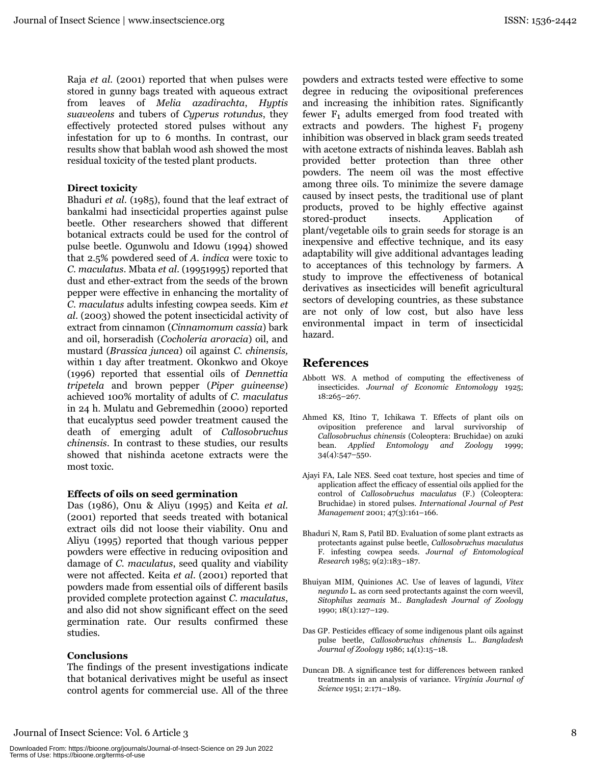Raja *et al*. (2001) reported that when pulses were stored in gunny bags treated with aqueous extract from leaves of *Melia azadirachta*, *Hyptis suaveolens* and tubers of *Cyperus rotundus*, they effectively protected stored pulses without any infestation for up to 6 months. In contrast, our results show that bablah wood ash showed the most residual toxicity of the tested plant products.

### Direct toxicity

Bhaduri *et al*. (1985), found that the leaf extract of bankalmi had insecticidal properties against pulse beetle. Other researchers showed that different botanical extracts could be used for the control of pulse beetle. Ogunwolu and Idowu (1994) showed that 2.5% powdered seed of *A. indica* were toxic to *C. maculatus*. Mbata *et al*. (19951995) reported that dust and ether-extract from the seeds of the brown pepper were effective in enhancing the mortality of *C. maculatus* adults infesting cowpea seeds. Kim *et al*. (2003) showed the potent insecticidal activity of extract from cinnamon (*Cinnamomum cassia*) bark and oil, horseradish (*Cocholeria aroracia*) oil, and mustard (*Brassica juncea*) oil against *C. chinensis,* within 1 day after treatment. Okonkwo and Okoye (1996) reported that essential oils of *Dennettia tripetela* and brown pepper (*Piper guineense*) achieved 100% mortality of adults of *C. maculatus* in 24 h. Mulatu and Gebremedhin (2000) reported that eucalyptus seed powder treatment caused the death of emerging adult of *Callosobruchus chinensis*. In contrast to these studies, our results showed that nishinda acetone extracts were the most toxic.

### Effects of oils on seed germination

Das (1986), Onu & Aliyu (1995) and Keita *et al*. (2001) reported that seeds treated with botanical extract oils did not loose their viability. Onu and Aliyu (1995) reported that though various pepper powders were effective in reducing oviposition and damage of *C. maculatus*, seed quality and viability were not affected. Keita *et al*. (2001) reported that powders made from essential oils of different basils provided complete protection against *C. maculatus*, and also did not show significant effect on the seed germination rate. Our results confirmed these studies.

### Conclusions

The findings of the present investigations indicate that botanical derivatives might be useful as insect control agents for commercial use. All of the three powders and extracts tested were effective to some degree in reducing the ovipositional preferences and increasing the inhibition rates. Significantly fewer $F_1$ adults emerged from food treated with extracts and powders. The highest $F_1$ progeny inhibition was observed in black gram seeds treated with acetone extracts of nishinda leaves. Bablah ash provided better protection than three other powders. The neem oil was the most effective among three oils. To minimize the severe damage caused by insect pests, the traditional use of plant products, proved to be highly effective against stored-product insects. Application of plant/vegetable oils to grain seeds for storage is an inexpensive and effective technique, and its easy adaptability will give additional advantages leading to acceptances of this technology by farmers. A study to improve the effectiveness of botanical derivatives as insecticides will benefit agricultural sectors of developing countries, as these substance are not only of low cost, but also have less environmental impact in term of insecticidal hazard.

## References

Abbott WS. A method of computing the effectiveness of insecticides. *Journal of Economic Entomology* 1925; 18:265–267.

Ahmed KS, Itino T, Ichikawa T. Effects of plant oils on oviposition preference and larval survivorship of *Callosobruchus chinensis* (Coleoptera: Bruchidae) on azuki bean. *Applied Entomology and Zoology* 1999; 34(4):547–550.

Ajayi FA, Lale NES. Seed coat texture, host species and time of application affect the efficacy of essential oils applied for the control of *Callosobruchus maculatus* (F.) (Coleoptera: Bruchidae) in stored pulses. *International Journal of Pest Management* 2001; 47(3):161–166.

Bhaduri N, Ram S, Patil BD. Evaluation of some plant extracts as protectants against pulse beetle, *Callosobruchus maculatus* F. infesting cowpea seeds. *Journal of Entomological Research* 1985; 9(2):183–187.

Bhuiyan MIM, Quiniones AC. Use of leaves of lagundi, *Vitex negundo* L. as corn seed protectants against the corn weevil, *Sitophilus zeamais* M.. *Bangladesh Journal of Zoology* 1990; 18(1):127–129.

Das GP. Pesticides efficacy of some indigenous plant oils against pulse beetle, *Callosobruchus chinensis* L.. *Bangladesh Journal of Zoology* 1986; 14(1):15–18.

Duncan DB. A significance test for differences between ranked treatments in an analysis of variance. *Virginia Journal of Science* 1951; 2:171–189.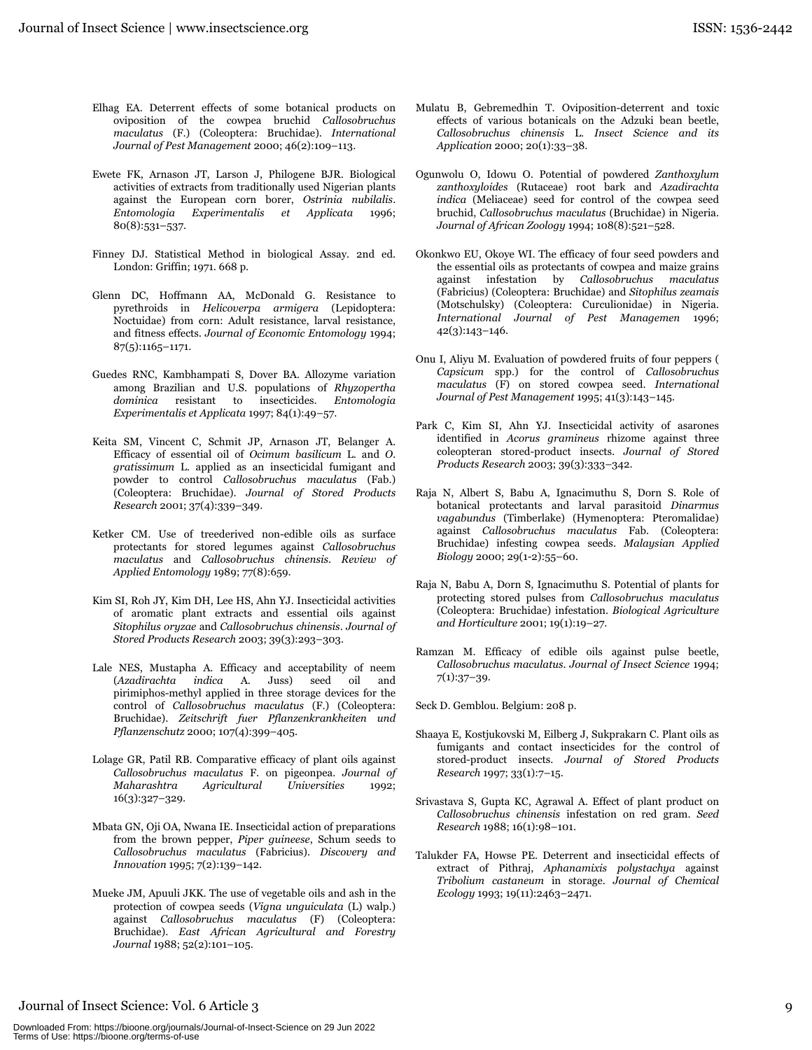Elhag EA. Deterrent effects of some botanical products on oviposition of the cowpea bruchid *Callosobruchus maculatus* (F.) (Coleoptera: Bruchidae). *International Journal of Pest Management* 2000; 46(2):109–113.

Ewete FK, Arnason JT, Larson J, Philogene BJR. Biological activities of extracts from traditionally used Nigerian plants against the European corn borer, *Ostrinia nubilalis*. *Entomologia Experimentalis et Applicata* 1996; 80(8):531–537.

Finney DJ. Statistical Method in biological Assay. 2nd ed. London: Griffin; 1971. 668 p.

Glenn DC, Hoffmann AA, McDonald G. Resistance to pyrethroids in *Helicoverpa armigera* (Lepidoptera: Noctuidae) from corn: Adult resistance, larval resistance, and fitness effects. *Journal of Economic Entomology* 1994; 87(5):1165–1171.

Guedes RNC, Kambhampati S, Dover BA. Allozyme variation among Brazilian and U.S. populations of *Rhyzopertha dominica* resistant to insecticides. *Entomologia Experimentalis et Applicata* 1997; 84(1):49–57.

Keita SM, Vincent C, Schmit JP, Arnason JT, Belanger A. Efficacy of essential oil of *Ocimum basilicum* L. and *O. gratissimum* L. applied as an insecticidal fumigant and powder to control *Callosobruchus maculatus* (Fab.) (Coleoptera: Bruchidae). *Journal of Stored Products Research* 2001; 37(4):339–349.

Ketker CM. Use of treederived non-edible oils as surface protectants for stored legumes against *Callosobruchus maculatus* and *Callosobruchus chinensis*. *Review of Applied Entomology* 1989; 77(8):659.

Kim SI, Roh JY, Kim DH, Lee HS, Ahn YJ. Insecticidal activities of aromatic plant extracts and essential oils against *Sitophilus oryzae* and *Callosobruchus chinensis*. *Journal of Stored Products Research* 2003; 39(3):293–303.

Lale NES, Mustapha A. Efficacy and acceptability of neem (*Azadirachta indica* A. Juss) seed oil and pirimiphos-methyl applied in three storage devices for the control of *Callosobruchus maculatus* (F.) (Coleoptera: Bruchidae). *Zeitschrift fuer Pflanzenkrankheiten und Pflanzenschutz* 2000; 107(4):399–405.

Lolage GR, Patil RB. Comparative efficacy of plant oils against *Callosobruchus maculatus* F. on pigeonpea. *Journal of Maharashtra Agricultural Universities* 1992; 16(3):327–329.

Mbata GN, Oji OA, Nwana IE. Insecticidal action of preparations from the brown pepper, *Piper guineese*, Schum seeds to *Callosobruchus maculatus* (Fabricius). *Discovery and Innovation* 1995; 7(2):139–142.

Mueke JM, Apuuli JKK. The use of vegetable oils and ash in the protection of cowpea seeds (*Vigna unguiculata* (L) walp.) against *Callosobruchus maculatus* (F) (Coleoptera: Bruchidae). *East African Agricultural and Forestry Journal* 1988; 52(2):101–105.

Mulatu B, Gebremedhin T. Oviposition-deterrent and toxic effects of various botanicals on the Adzuki bean beetle, *Callosobruchus chinensis* L. *Insect Science and its Application* 2000; 20(1):33–38.

Ogunwolu O, Idowu O. Potential of powdered *Zanthoxylum zanthoxyloides* (Rutaceae) root bark and *Azadirachta indica* (Meliaceae) seed for control of the cowpea seed bruchid, *Callosobruchus maculatus* (Bruchidae) in Nigeria. *Journal of African Zoology* 1994; 108(8):521–528.

Okonkwo EU, Okoye WI. The efficacy of four seed powders and the essential oils as protectants of cowpea and maize grains against infestation by *Callosobruchus maculatus* (Fabricius) (Coleoptera: Bruchidae) and *Sitophilus zeamais* (Motschulsky) (Coleoptera: Curculionidae) in Nigeria. *International Journal of Pest Managemen* 1996; 42(3):143–146.

Onu I, Aliyu M. Evaluation of powdered fruits of four peppers ( *Capsicum* spp.) for the control of *Callosobruchus maculatus* (F) on stored cowpea seed. *International Journal of Pest Management* 1995; 41(3):143–145.

Park C, Kim SI, Ahn YJ. Insecticidal activity of asarones identified in *Acorus gramineus* rhizome against three coleopteran stored-product insects. *Journal of Stored Products Research* 2003; 39(3):333–342.

Raja N, Albert S, Babu A, Ignacimuthu S, Dorn S. Role of botanical protectants and larval parasitoid *Dinarmus vagabundus* (Timberlake) (Hymenoptera: Pteromalidae) against *Callosobruchus maculatus* Fab. (Coleoptera: Bruchidae) infesting cowpea seeds. *Malaysian Applied Biology* 2000; 29(1-2):55–60.

Raja N, Babu A, Dorn S, Ignacimuthu S. Potential of plants for protecting stored pulses from *Callosobruchus maculatus* (Coleoptera: Bruchidae) infestation. *Biological Agriculture and Horticulture* 2001; 19(1):19–27.

Ramzan M. Efficacy of edible oils against pulse beetle, *Callosobruchus maculatus*. *Journal of Insect Science* 1994; 7(1):37–39.

Seck D. Gemblou. Belgium: 208 p.

Shaaya E, Kostjukovski M, Eilberg J, Sukprakarn C. Plant oils as fumigants and contact insecticides for the control of stored-product insects. *Journal of Stored Products Research* 1997; 33(1):7–15.

Srivastava S, Gupta KC, Agrawal A. Effect of plant product on *Callosobruchus chinensis* infestation on red gram. *Seed Research* 1988; 16(1):98–101.

Talukder FA, Howse PE. Deterrent and insecticidal effects of extract of Pithraj, *Aphanamixis polystachya* against *Tribolium castaneum* in storage. *Journal of Chemical Ecology* 1993; 19(11):2463–2471.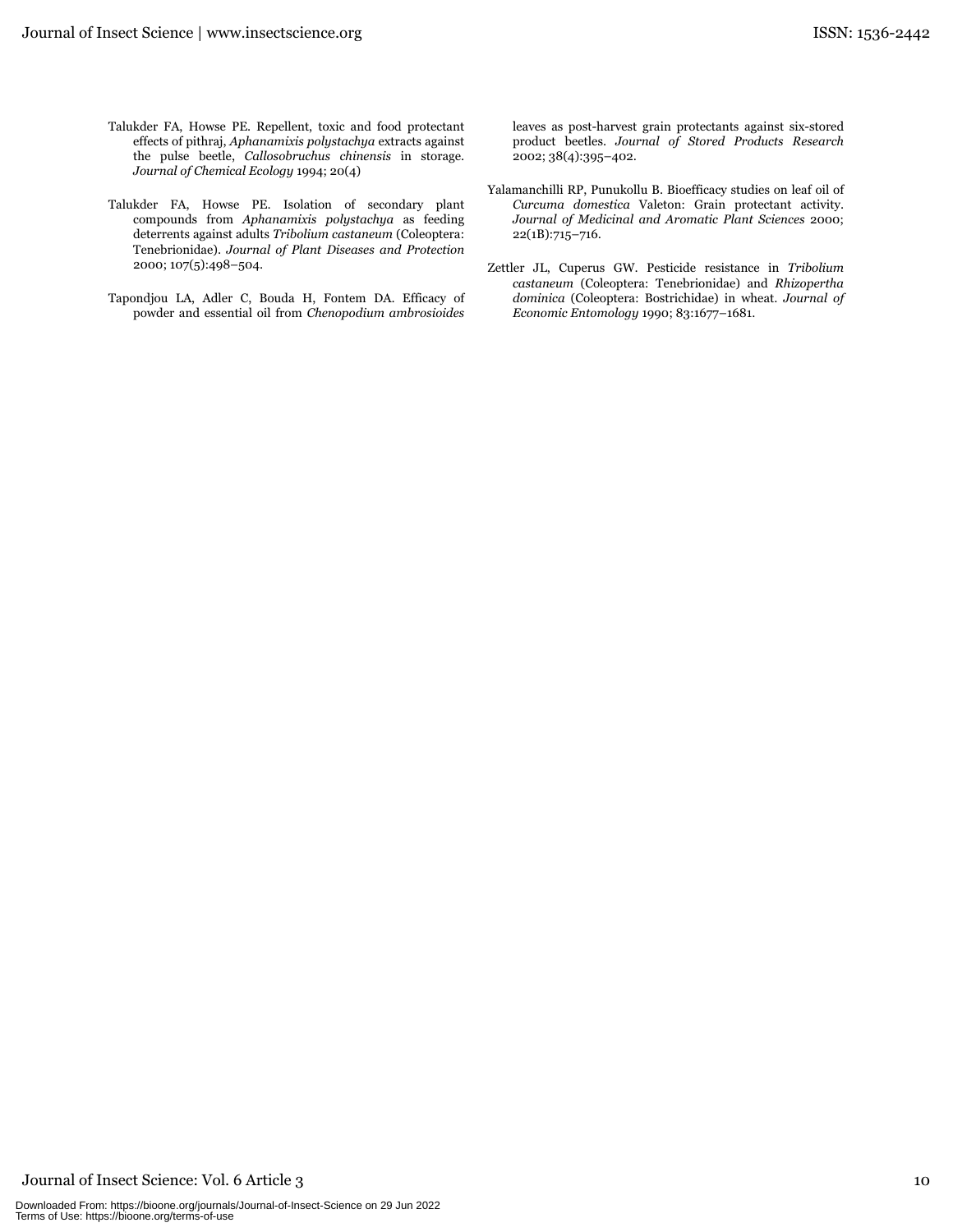Talukder FA, Howse PE. Repellent, toxic and food protectant effects of pithraj, *Aphanamixis polystachya* extracts against the pulse beetle, *Callosobruchus chinensis* in storage. *Journal of Chemical Ecology* 1994; 20(4)

Talukder FA, Howse PE. Isolation of secondary plant compounds from *Aphanamixis polystachya* as feeding deterrents against adults *Tribolium castaneum* (Coleoptera: Tenebrionidae). *Journal of Plant Diseases and Protection* 2000; 107(5):498–504.

Tapondjou LA, Adler C, Bouda H, Fontem DA. Efficacy of powder and essential oil from *Chenopodium ambrosioides* leaves as post-harvest grain protectants against six-stored product beetles. *Journal of Stored Products Research* 2002; 38(4):395–402.

Yalamanchilli RP, Punukollu B. Bioefficacy studies on leaf oil of *Curcuma domestica* Valeton: Grain protectant activity. *Journal of Medicinal and Aromatic Plant Sciences* 2000; 22(1B):715–716.

Zettler JL, Cuperus GW. Pesticide resistance in *Tribolium castaneum* (Coleoptera: Tenebrionidae) and *Rhizopertha dominica* (Coleoptera: Bostrichidae) in wheat. *Journal of Economic Entomology* 1990; 83:1677–1681.